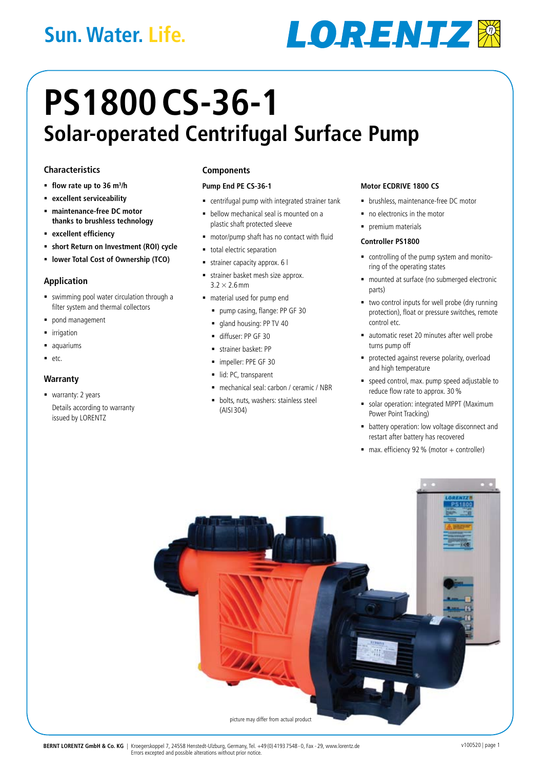Sun. Water. Life.

LORENTZ

# PS1800 CS-36-1

## Solar-operated Centrifugal Surface Pump

### Characteristics

- **flow rate up to 36 m³/h**
- **excellent serviceability**
- **maintenance-free DC motor thanks to brushless technology**
- **excellent efficiency**
- **short Return on Investment (ROI) cycle**
- **lower Total Cost of Ownership (TCO)**

### Application

- swimming pool water circulation through a filter system and thermal collectors
- pond management
- irrigation
- aquariums
- etc.

### Warranty

- warranty: 2 years
  Details according to warranty issued by LORENTZ

### Components

#### Pump End PE CS-36-1

- centrifugal pump with integrated strainer tank
- bellow mechanical seal is mounted on a plastic shaft protected sleeve
- motor/pump shaft has no contact with fluid
- total electric separation
- strainer capacity approx. 6 l
- strainer basket mesh size approx. 3.2 × 2.6 mm
- material used for pump end
  - pump casing, flange: PP GF 30
  - gland housing: PP TV 40
  - diffuser: PP GF 30
  - strainer basket: PP
  - impeller: PPE GF 30
  - lid: PC, transparent
  - mechanical seal: carbon / ceramic / NBR
  - bolts, nuts, washers: stainless steel (AISI 304)

#### Motor ECDRIVE 1800 CS

- brushless, maintenance-free DC motor
- no electronics in the motor
- premium materials

#### Controller PS1800

- controlling of the pump system and monitoring of the operating states
- mounted at surface (no submerged electronic parts)
- two control inputs for well probe (dry running protection), float or pressure switches, remote control etc.
- automatic reset 20 minutes after well probe turns pump off
- protected against reverse polarity, overload and high temperature
- speed control, max. pump speed adjustable to reduce flow rate to approx. 30 %
- solar operation: integrated MPPT (Maximum Power Point Tracking)
- battery operation: low voltage disconnect and restart after battery has recovered
- max. efficiency 92 % (motor + controller)

picture may differ from actual product

**BERNT LORENTZ GmbH & Co. KG** | Kroegerskoppel 7, 24558 Henstedt-Ulzburg, Germany, Tel. +49 (0) 4193 7548 - 0, Fax - 29, www.lorentz.de
Errors excepted and possible alterations without prior notice.

v100520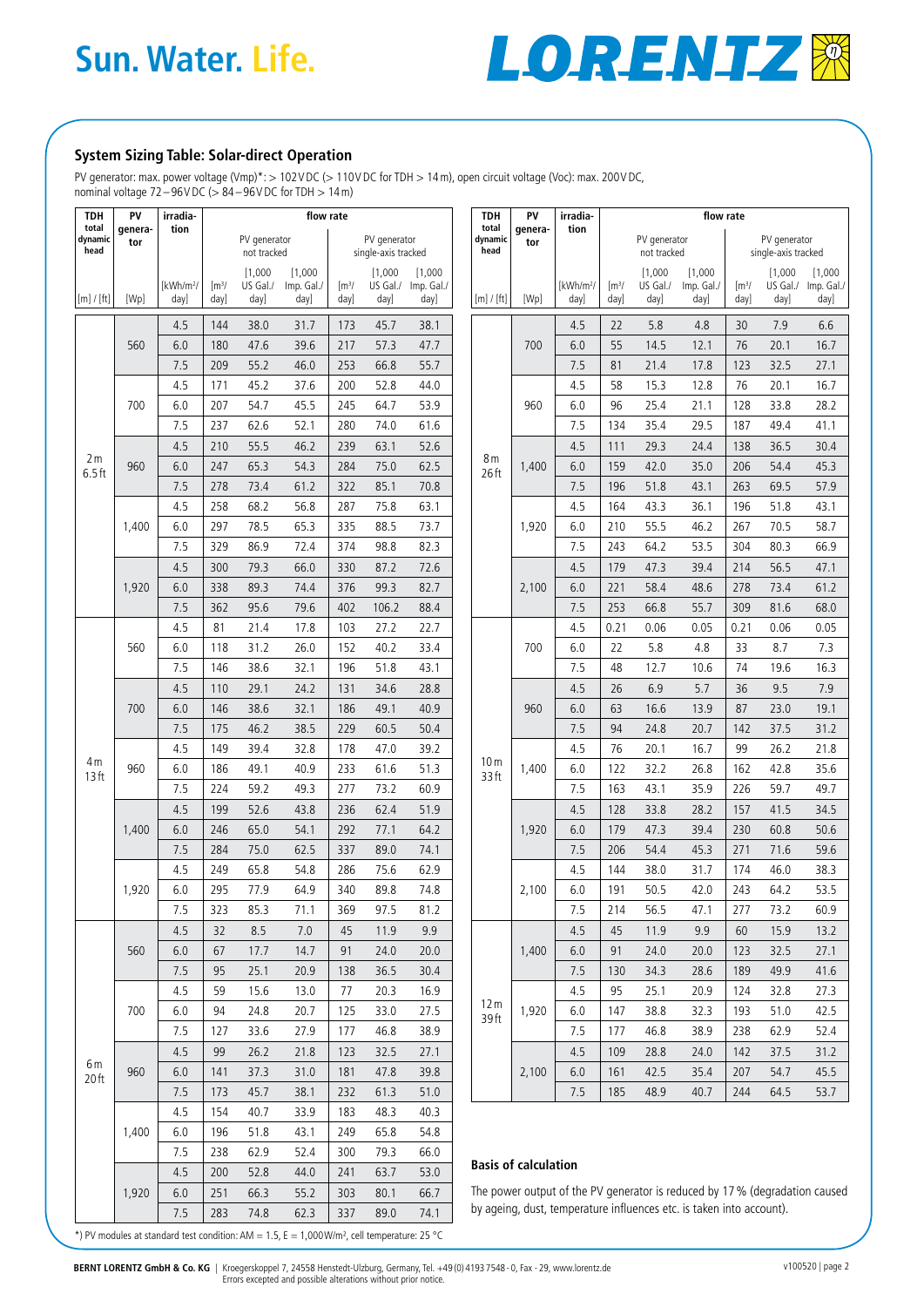## System Sizing Table: Solar-direct Operation

PV generator: max. power voltage (Vmp)*: > 102 V DC (> 110 V DC for TDH > 14 m), open circuit voltage (Voc): max. 200 V DC, nominal voltage 72 – 96 V DC (> 84 – 96 V DC for TDH > 14 m)

| TDH total dynamic head | PV generator | irradiation | flow rate | | | | | |
|---|---|---|---|---|---|---|---|---|
| | | | PV generator not tracked | | | PV generator single-axis tracked | | |
| [m] / [ft] | [Wp] | [kWh/m²/day] | [m³/day] | [1,000 US Gal./day] | [1,000 Imp. Gal./day] | [m³/day] | [1,000 US Gal./day] | [1,000 Imp. Gal./day] |
| 2 m 6.5 ft | 560 | 4.5 | 144 | 38.0 | 31.7 | 173 | 45.7 | 38.1 |
| | | 6.0 | 180 | 47.6 | 39.6 | 217 | 57.3 | 47.7 |
| | | 7.5 | 209 | 55.2 | 46.0 | 253 | 66.8 | 55.7 |
| | 700 | 4.5 | 171 | 45.2 | 37.6 | 200 | 52.8 | 44.0 |
| | | 6.0 | 207 | 54.7 | 45.5 | 245 | 64.7 | 53.9 |
| | | 7.5 | 237 | 62.6 | 52.1 | 280 | 74.0 | 61.6 |
| | 960 | 4.5 | 210 | 55.5 | 46.2 | 239 | 63.1 | 52.6 |
| | | 6.0 | 247 | 65.3 | 54.3 | 284 | 75.0 | 62.5 |
| | | 7.5 | 278 | 73.4 | 61.2 | 322 | 85.1 | 70.8 |
| | 1,400 | 4.5 | 258 | 68.2 | 56.8 | 287 | 75.8 | 63.1 |
| | | 6.0 | 297 | 78.5 | 65.3 | 335 | 88.5 | 73.7 |
| | | 7.5 | 329 | 86.9 | 72.4 | 374 | 98.8 | 82.3 |
| | 1,920 | 4.5 | 300 | 79.3 | 66.0 | 330 | 87.2 | 72.6 |
| | | 6.0 | 338 | 89.3 | 74.4 | 376 | 99.3 | 82.7 |
| | | 7.5 | 362 | 95.6 | 79.6 | 402 | 106.2 | 88.4 |
| 4 m 13 ft | 560 | 4.5 | 81 | 21.4 | 17.8 | 103 | 27.2 | 22.7 |
| | | 6.0 | 118 | 31.2 | 26.0 | 152 | 40.2 | 33.4 |
| | | 7.5 | 146 | 38.6 | 32.1 | 196 | 51.8 | 43.1 |
| | 700 | 4.5 | 110 | 29.1 | 24.2 | 131 | 34.6 | 28.8 |
| | | 6.0 | 146 | 38.6 | 32.1 | 186 | 49.1 | 40.9 |
| | | 7.5 | 175 | 46.2 | 38.5 | 229 | 60.5 | 50.4 |
| | 960 | 4.5 | 149 | 39.4 | 32.8 | 178 | 47.0 | 39.2 |
| | | 6.0 | 186 | 49.1 | 40.9 | 233 | 61.6 | 51.3 |
| | | 7.5 | 224 | 59.2 | 49.3 | 277 | 73.2 | 60.9 |
| | 1,400 | 4.5 | 199 | 52.6 | 43.8 | 236 | 62.4 | 51.9 |
| | | 6.0 | 246 | 65.0 | 54.1 | 292 | 77.1 | 64.2 |
| | | 7.5 | 284 | 75.0 | 62.5 | 337 | 89.0 | 74.1 |
| | 1,920 | 4.5 | 249 | 65.8 | 54.8 | 286 | 75.6 | 62.9 |
| | | 6.0 | 295 | 77.9 | 64.9 | 340 | 89.8 | 74.8 |
| | | 7.5 | 323 | 85.3 | 71.1 | 369 | 97.5 | 81.2 |
| 6 m 20 ft | 560 | 4.5 | 32 | 8.5 | 7.0 | 45 | 11.9 | 9.9 |
| | | 6.0 | 67 | 17.7 | 14.7 | 91 | 24.0 | 20.0 |
| | | 7.5 | 95 | 25.1 | 20.9 | 138 | 36.5 | 30.4 |
| | 700 | 4.5 | 59 | 15.6 | 13.0 | 77 | 20.3 | 16.9 |
| | | 6.0 | 94 | 24.8 | 20.7 | 125 | 33.0 | 27.5 |
| | | 7.5 | 127 | 33.6 | 27.9 | 177 | 46.8 | 38.9 |
| | 960 | 4.5 | 99 | 26.2 | 21.8 | 123 | 32.5 | 27.1 |
| | | 6.0 | 141 | 37.3 | 31.0 | 181 | 47.8 | 39.8 |
| | | 7.5 | 173 | 45.7 | 38.1 | 232 | 61.3 | 51.0 |
| | 1,400 | 4.5 | 154 | 40.7 | 33.9 | 183 | 48.3 | 40.3 |
| | | 6.0 | 196 | 51.8 | 43.1 | 249 | 65.8 | 54.8 |
| | | 7.5 | 238 | 62.9 | 52.4 | 300 | 79.3 | 66.0 |
| | 1,920 | 4.5 | 200 | 52.8 | 44.0 | 241 | 63.7 | 53.0 |
| | | 6.0 | 251 | 66.3 | 55.2 | 303 | 80.1 | 66.7 |
| | | 7.5 | 283 | 74.8 | 62.3 | 337 | 89.0 | 74.1 |
| 8 m 26 ft | 700 | 4.5 | 22 | 5.8 | 4.8 | 30 | 7.9 | 6.6 |
| | | 6.0 | 55 | 14.5 | 12.1 | 76 | 20.1 | 16.7 |
| | | 7.5 | 81 | 21.4 | 17.8 | 123 | 32.5 | 27.1 |
| | 960 | 4.5 | 58 | 15.3 | 12.8 | 76 | 20.1 | 16.7 |
| | | 6.0 | 96 | 25.4 | 21.1 | 128 | 33.8 | 28.2 |
| | | 7.5 | 134 | 35.4 | 29.5 | 187 | 49.4 | 41.1 |
| | 1,400 | 4.5 | 111 | 29.3 | 24.4 | 138 | 36.5 | 30.4 |
| | | 6.0 | 159 | 42.0 | 35.0 | 206 | 54.4 | 45.3 |
| | | 7.5 | 196 | 51.8 | 43.1 | 263 | 69.5 | 57.9 |
| | 1,920 | 4.5 | 164 | 43.3 | 36.1 | 196 | 51.8 | 43.1 |
| | | 6.0 | 210 | 55.5 | 46.2 | 267 | 70.5 | 58.7 |
| | | 7.5 | 243 | 64.2 | 53.5 | 304 | 80.3 | 66.9 |
| | 2,100 | 4.5 | 179 | 47.3 | 39.4 | 214 | 56.5 | 47.1 |
| | | 6.0 | 221 | 58.4 | 48.6 | 278 | 73.4 | 61.2 |
| | | 7.5 | 253 | 66.8 | 55.7 | 309 | 81.6 | 68.0 |
| 10 m 33 ft | 700 | 4.5 | 0.21 | 0.06 | 0.05 | 0.21 | 0.06 | 0.05 |
| | | 6.0 | 22 | 5.8 | 4.8 | 33 | 8.7 | 7.3 |
| | | 7.5 | 48 | 12.7 | 10.6 | 74 | 19.6 | 16.3 |
| | 960 | 4.5 | 26 | 6.9 | 5.7 | 36 | 9.5 | 7.9 |
| | | 6.0 | 63 | 16.6 | 13.9 | 87 | 23.0 | 19.1 |
| | | 7.5 | 94 | 24.8 | 20.7 | 142 | 37.5 | 31.2 |
| | 1,400 | 4.5 | 76 | 20.1 | 16.7 | 99 | 26.2 | 21.8 |
| | | 6.0 | 122 | 32.2 | 26.8 | 162 | 42.8 | 35.6 |
| | | 7.5 | 163 | 43.1 | 35.9 | 226 | 59.7 | 49.7 |
| | 1,920 | 4.5 | 128 | 33.8 | 28.2 | 157 | 41.5 | 34.5 |
| | | 6.0 | 179 | 47.3 | 39.4 | 230 | 60.8 | 50.6 |
| | | 7.5 | 206 | 54.4 | 45.3 | 271 | 71.6 | 59.6 |
| | 2,100 | 4.5 | 144 | 38.0 | 31.7 | 174 | 46.0 | 38.3 |
| | | 6.0 | 191 | 50.5 | 42.0 | 243 | 64.2 | 53.5 |
| | | 7.5 | 214 | 56.5 | 47.1 | 277 | 73.2 | 60.9 |
| 12 m 39 ft | 1,400 | 4.5 | 45 | 11.9 | 9.9 | 60 | 15.9 | 13.2 |
| | | 6.0 | 91 | 24.0 | 20.0 | 123 | 32.5 | 27.1 |
| | | 7.5 | 130 | 34.3 | 28.6 | 189 | 49.9 | 41.6 |
| | 1,920 | 4.5 | 95 | 25.1 | 20.9 | 124 | 32.8 | 27.3 |
| | | 6.0 | 147 | 38.8 | 32.3 | 193 | 51.0 | 42.5 |
| | | 7.5 | 177 | 46.8 | 38.9 | 238 | 62.9 | 52.4 |
| | 2,100 | 4.5 | 109 | 28.8 | 24.0 | 142 | 37.5 | 31.2 |
| | | 6.0 | 161 | 42.5 | 35.4 | 207 | 54.7 | 45.5 |
| | | 7.5 | 185 | 48.9 | 40.7 | 244 | 64.5 | 53.7 |

### Basis of calculation

The power output of the PV generator is reduced by 17 % (degradation caused by ageing, dust, temperature influences etc. is taken into account).

*) PV modules at standard test condition: AM = 1.5, E = 1,000 W/m², cell temperature: 25 °C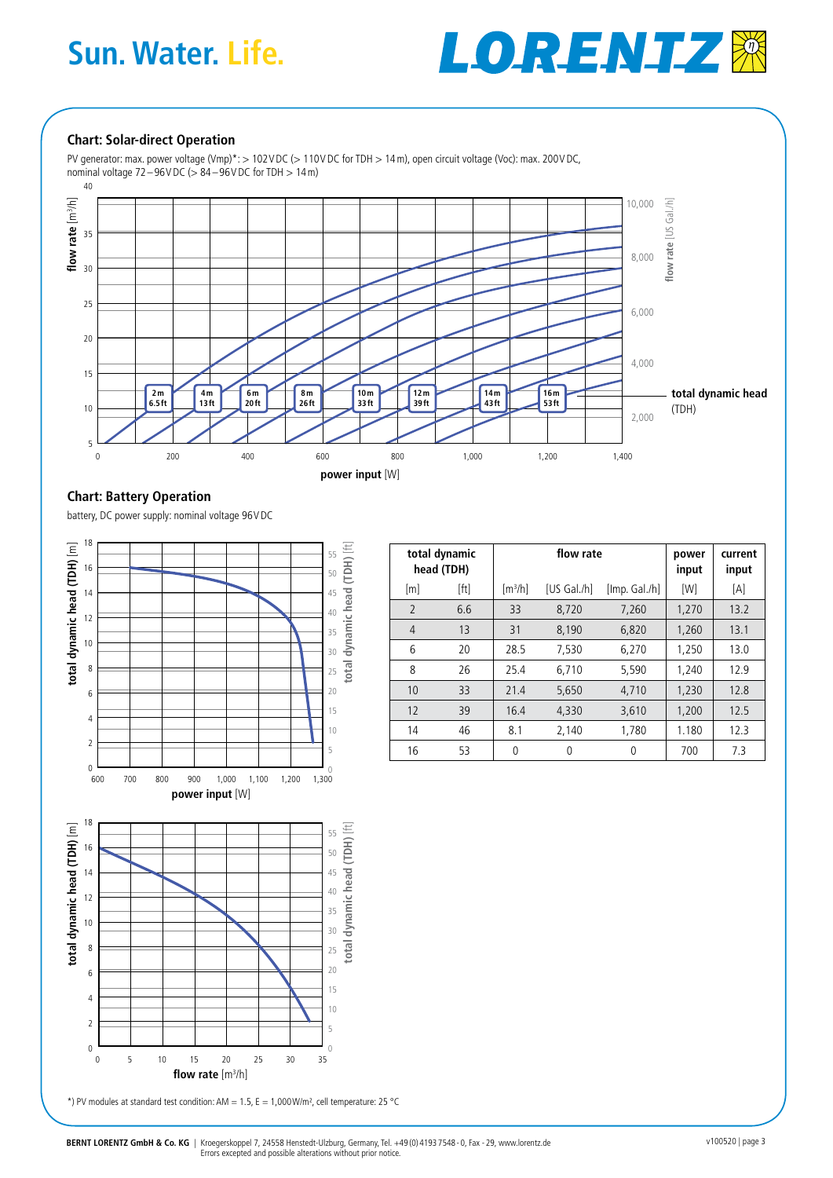## Chart: Solar-direct Operation

PV generator: max. power voltage (Vmp)*: > 102 V DC (> 110 V DC for TDH > 14 m), open circuit voltage (Voc): max. 200 V DC, nominal voltage 72 – 96 V DC (> 84 – 96 V DC for TDH > 14 m)

## Chart: Battery Operation

battery, DC power supply: nominal voltage 96 V DC

| total dynamic head (TDH) | | flow rate | | | power input | current input |
|---|---|---|---|---|---|---|
| [m] | [ft] | [m³/h] | [US Gal./h] | [Imp. Gal./h] | [W] | [A] |
| 2 | 6.6 | 33 | 8,720 | 7,260 | 1,270 | 13.2 |
| 4 | 13 | 31 | 8,190 | 6,820 | 1,260 | 13.1 |
| 6 | 20 | 28.5 | 7,530 | 6,270 | 1,250 | 13.0 |
| 8 | 26 | 25.4 | 6,710 | 5,590 | 1,240 | 12.9 |
| 10 | 33 | 21.4 | 5,650 | 4,710 | 1,230 | 12.8 |
| 12 | 39 | 16.4 | 4,330 | 3,610 | 1,200 | 12.5 |
| 14 | 46 | 8.1 | 2,140 | 1,780 | 1.180 | 12.3 |
| 16 | 53 | 0 | 0 | 0 | 700 | 7.3 |

*) PV modules at standard test condition: AM = 1.5, E = 1,000 W/m², cell temperature: 25 °C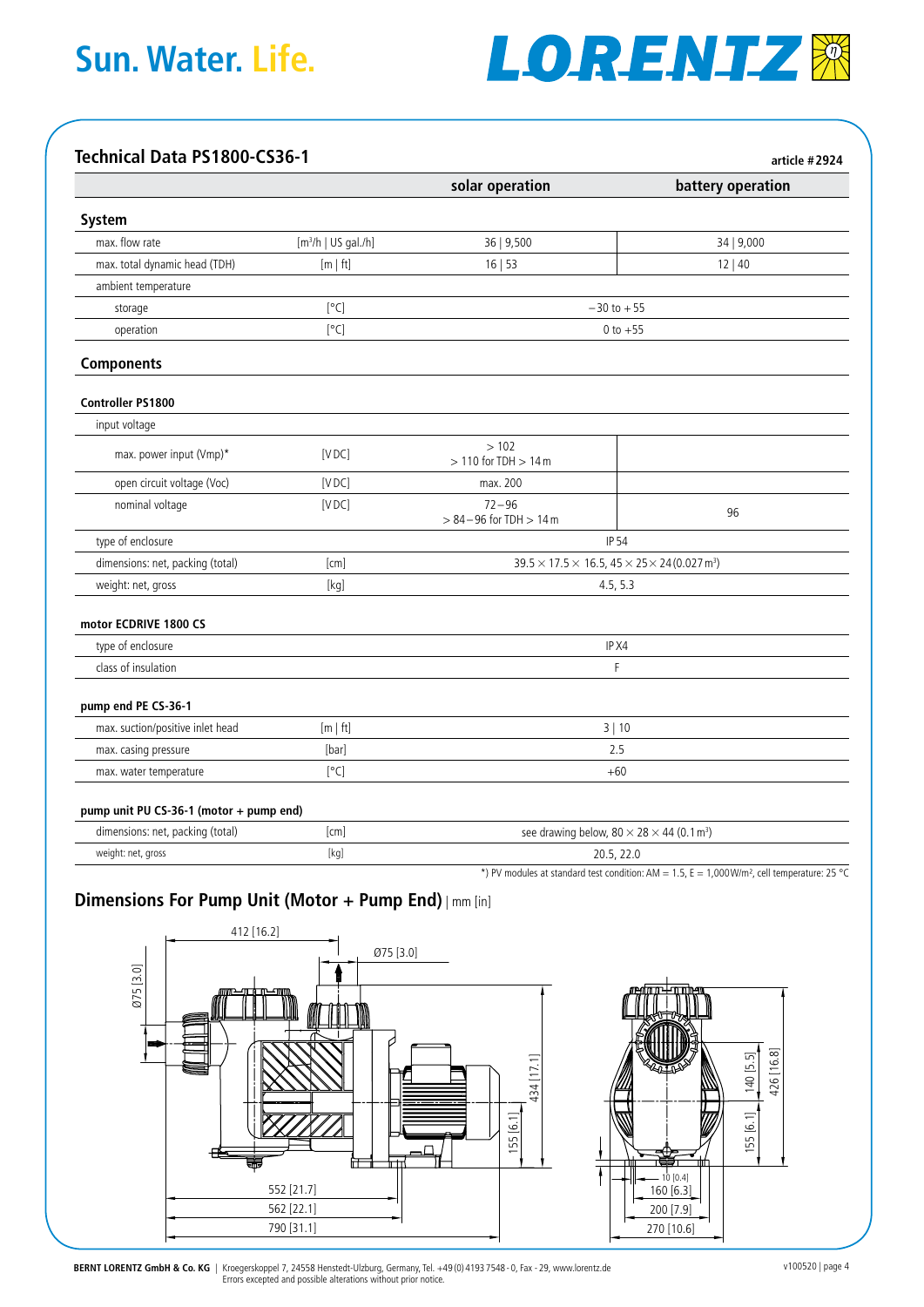## Technical Data PS1800-CS36-1

article #2924

| | | solar operation | battery operation |
|---|---|---|---|
| **System** | | | |
| max. flow rate | [m³/h \| US gal./h] | 36 \| 9,500 | 34 \| 9,000 |
| max. total dynamic head (TDH) | [m \| ft] | 16 \| 53 | 12 \| 40 |
| ambient temperature | | | |
| storage | [°C] | −30 to +55 | |
| operation | [°C] | 0 to +55 | |
| **Components** | | | |
| **Controller PS1800** | | | |
| input voltage | | | |
| max. power input (Vmp)* | [V DC] | > 102<br>> 110 for TDH > 14 m | |
| open circuit voltage (Voc) | [V DC] | max. 200 | |
| nominal voltage | [V DC] | 72 – 96<br>> 84 – 96 for TDH > 14 m | 96 |
| type of enclosure | | IP 54 | |
| dimensions: net, packing (total) | [cm] | 39.5 × 17.5 × 16.5, 45 × 25 × 24 (0.027 m³) | |
| weight: net, gross | [kg] | 4.5, 5.3 | |
| **motor ECDRIVE 1800 CS** | | | |
| type of enclosure | | IP X4 | |
| class of insulation | | F | |
| **pump end PE CS-36-1** | | | |
| max. suction/positive inlet head | [m \| ft] | 3 \| 10 | |
| max. casing pressure | [bar] | 2.5 | |
| max. water temperature | [°C] | +60 | |
| **pump unit PU CS-36-1 (motor + pump end)** | | | |
| dimensions: net, packing (total) | [cm] | see drawing below, 80 × 28 × 44 (0.1 m³) | |
| weight: net, gross | [kg] | 20.5, 22.0 | |

*) PV modules at standard test condition: AM = 1.5, E = 1,000 W/m², cell temperature: 25 °C

## Dimensions For Pump Unit (Motor + Pump End) | mm [in]

412 [16.2]
Ø75 [3.0]
Ø75 [3.0]
434 [17.1]
155 [6.1]
552 [21.7]
562 [22.1]
790 [31.1]
140 [5.5]
426 [16.8]
155 [6.1]
10 [0.4]
160 [6.3]
200 [7.9]
270 [10.6]

BERNT LORENTZ GmbH & Co. KG | Kroegerskoppel 7, 24558 Henstedt-Ulzburg, Germany, Tel. +49 (0) 4193 7548 - 0, Fax - 29, www.lorentz.de
Errors excepted and possible alterations without prior notice.